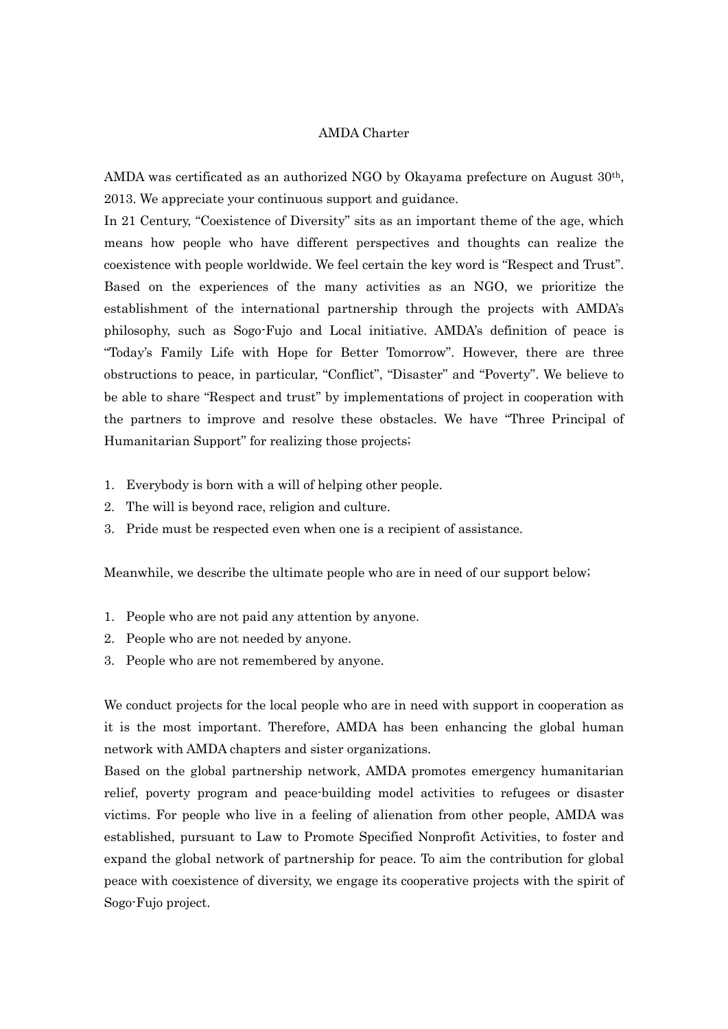# AMDA Charter

AMDA was certificated as an authorized NGO by Okayama prefecture on August 30th, 2013. We appreciate your continuous support and guidance.

In 21 Century, "Coexistence of Diversity" sits as an important theme of the age, which means how people who have different perspectives and thoughts can realize the coexistence with people worldwide. We feel certain the key word is "Respect and Trust". Based on the experiences of the many activities as an NGO, we prioritize the establishment of the international partnership through the projects with AMDA's philosophy, such as Sogo-Fujo and Local initiative. AMDA's definition of peace is "Today's Family Life with Hope for Better Tomorrow". However, there are three obstructions to peace, in particular, "Conflict", "Disaster" and "Poverty". We believe to be able to share "Respect and trust" by implementations of project in cooperation with the partners to improve and resolve these obstacles. We have "Three Principal of Humanitarian Support" for realizing those projects;

1. Everybody is born with a will of helping other people.
2. The will is beyond race, religion and culture.
3. Pride must be respected even when one is a recipient of assistance.

Meanwhile, we describe the ultimate people who are in need of our support below;

1. People who are not paid any attention by anyone.
2. People who are not needed by anyone.
3. People who are not remembered by anyone.

We conduct projects for the local people who are in need with support in cooperation as it is the most important. Therefore, AMDA has been enhancing the global human network with AMDA chapters and sister organizations.

Based on the global partnership network, AMDA promotes emergency humanitarian relief, poverty program and peace-building model activities to refugees or disaster victims. For people who live in a feeling of alienation from other people, AMDA was established, pursuant to Law to Promote Specified Nonprofit Activities, to foster and expand the global network of partnership for peace. To aim the contribution for global peace with coexistence of diversity, we engage its cooperative projects with the spirit of Sogo-Fujo project.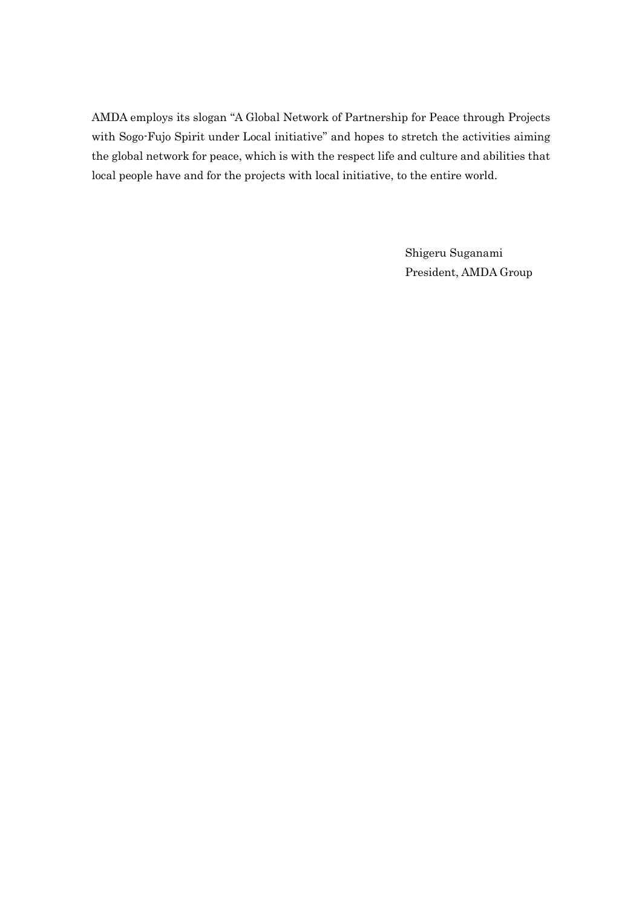AMDA employs its slogan "A Global Network of Partnership for Peace through Projects with Sogo-Fujo Spirit under Local initiative" and hopes to stretch the activities aiming the global network for peace, which is with the respect life and culture and abilities that local people have and for the projects with local initiative, to the entire world.

Shigeru Suganami
President, AMDA Group